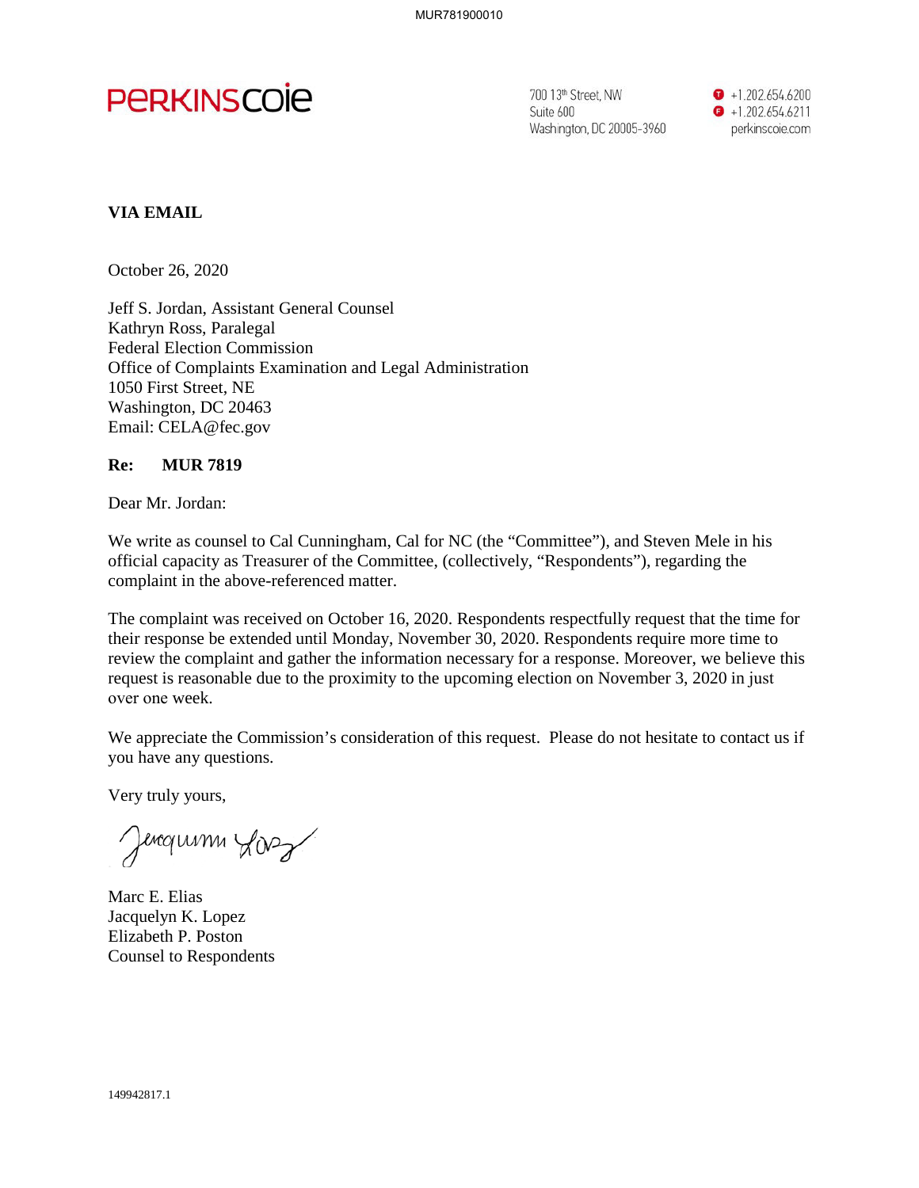PERKINSCOIE

700 13th Street, NW
Suite 600
Washington, DC 20005-3960

+1.202.654.6200
+1.202.654.6211
perkinscoie.com

**VIA EMAIL**

October 26, 2020

Jeff S. Jordan, Assistant General Counsel
Kathryn Ross, Paralegal
Federal Election Commission
Office of Complaints Examination and Legal Administration
1050 First Street, NE
Washington, DC 20463
Email: CELA@fec.gov

**Re: MUR 7819**

Dear Mr. Jordan:

We write as counsel to Cal Cunningham, Cal for NC (the "Committee"), and Steven Mele in his official capacity as Treasurer of the Committee, (collectively, "Respondents"), regarding the complaint in the above-referenced matter.

The complaint was received on October 16, 2020. Respondents respectfully request that the time for their response be extended until Monday, November 30, 2020. Respondents require more time to review the complaint and gather the information necessary for a response. Moreover, we believe this request is reasonable due to the proximity to the upcoming election on November 3, 2020 in just over one week.

We appreciate the Commission's consideration of this request. Please do not hesitate to contact us if you have any questions.

Very truly yours,

Marc E. Elias
Jacquelyn K. Lopez
Elizabeth P. Poston
Counsel to Respondents

149942817.1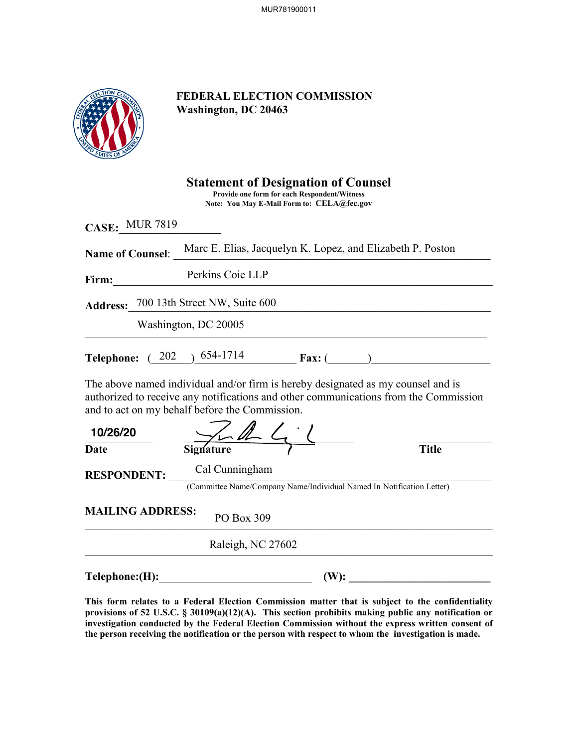**FEDERAL ELECTION COMMISSION**
**Washington, DC 20463**

# Statement of Designation of Counsel

**Provide one form for each Respondent/Witness**
**Note: You May E-Mail Form to: CELA@fec.gov**

**CASE:** MUR 7819

**Name of Counsel:** Marc E. Elias, Jacquelyn K. Lopez, and Elizabeth P. Poston

**Firm:** Perkins Coie LLP

**Address:** 700 13th Street NW, Suite 600
Washington, DC 20005

**Telephone:** (202) 654-1714 **Fax:** ( )

The above named individual and/or firm is hereby designated as my counsel and is authorized to receive any notifications and other communications from the Commission and to act on my behalf before the Commission.

| 10/26/20 | [signature] | |
|---|---|---|
| **Date** | **Signature** | **Title** |

**RESPONDENT:** Cal Cunningham
(Committee Name/Company Name/Individual Named In Notification Letter)

**MAILING ADDRESS:** PO Box 309
Raleigh, NC 27602

**Telephone:(H):** \_\_\_\_\_\_\_\_\_\_ **(W):** \_\_\_\_\_\_\_\_\_\_

**This form relates to a Federal Election Commission matter that is subject to the confidentiality provisions of 52 U.S.C. § 30109(a)(12)(A). This section prohibits making public any notification or investigation conducted by the Federal Election Commission without the express written consent of the person receiving the notification or the person with respect to whom the investigation is made.**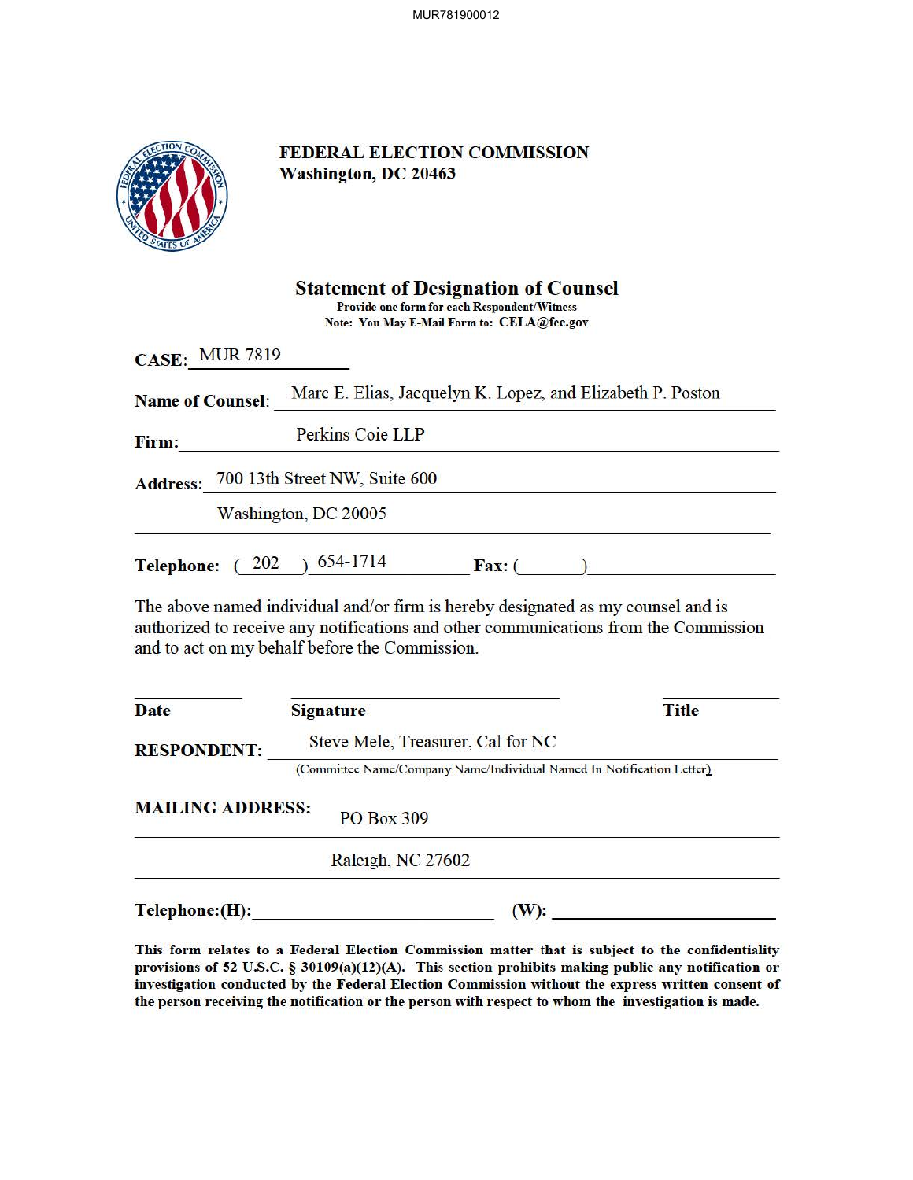**FEDERAL ELECTION COMMISSION**
**Washington, DC 20463**

## Statement of Designation of Counsel

**Provide one form for each Respondent/Witness**
**Note: You May E-Mail Form to: CELA@fec.gov**

**CASE:** MUR 7819

**Name of Counsel:** Marc E. Elias, Jacquelyn K. Lopez, and Elizabeth P. Poston

**Firm:** Perkins Coie LLP

**Address:** 700 13th Street NW, Suite 600
Washington, DC 20005

**Telephone:** ( 202 ) 654-1714 **Fax:** ( )

The above named individual and/or firm is hereby designated as my counsel and is authorized to receive any notifications and other communications from the Commission and to act on my behalf before the Commission.

**Date** **Signature** **Title**

**RESPONDENT:** Steve Mele, Treasurer, Cal for NC
(Committee Name/Company Name/Individual Named In Notification Letter)

**MAILING ADDRESS:** PO Box 309
Raleigh, NC 27602

**Telephone:(H):** **(W):**

**This form relates to a Federal Election Commission matter that is subject to the confidentiality provisions of 52 U.S.C. § 30109(a)(12)(A). This section prohibits making public any notification or investigation conducted by the Federal Election Commission without the express written consent of the person receiving the notification or the person with respect to whom the investigation is made.**